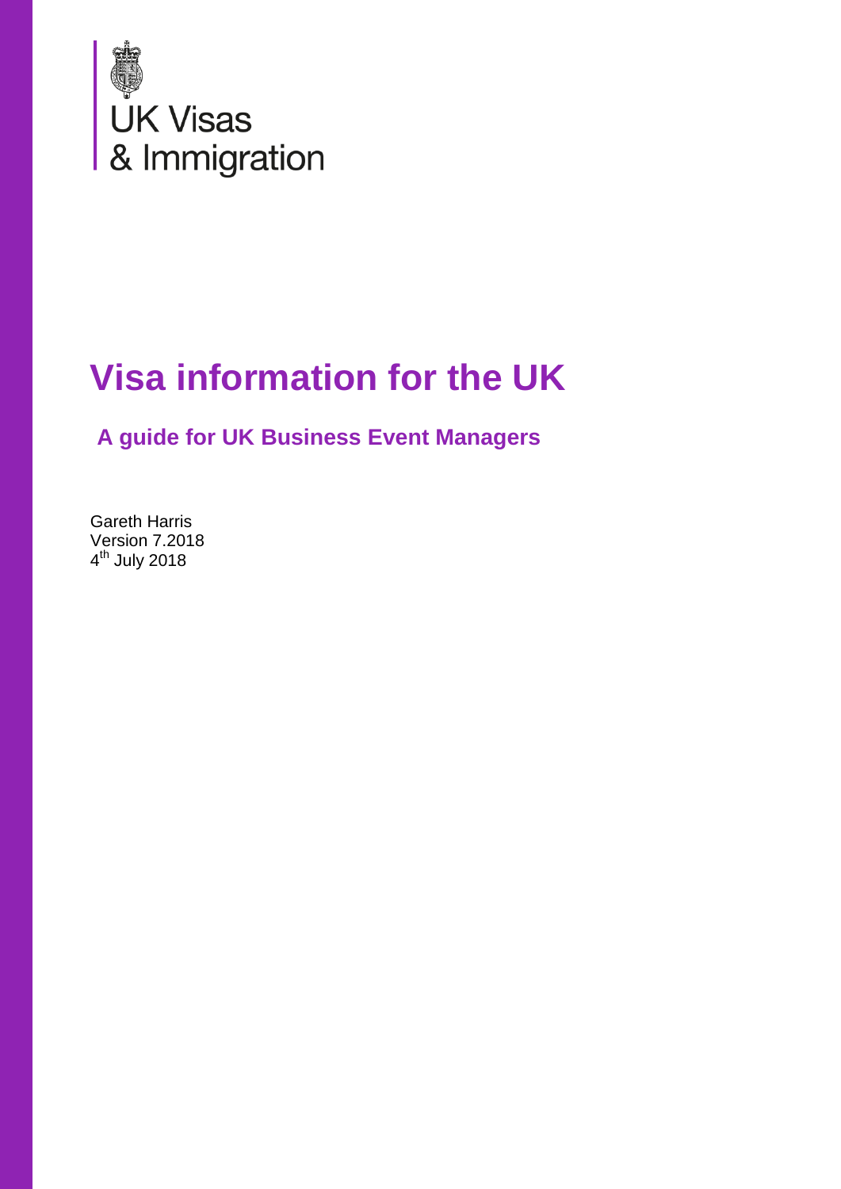UK Visas
& Immigration

# Visa information for the UK

## A guide for UK Business Event Managers

Gareth Harris
Version 7.2018
4th July 2018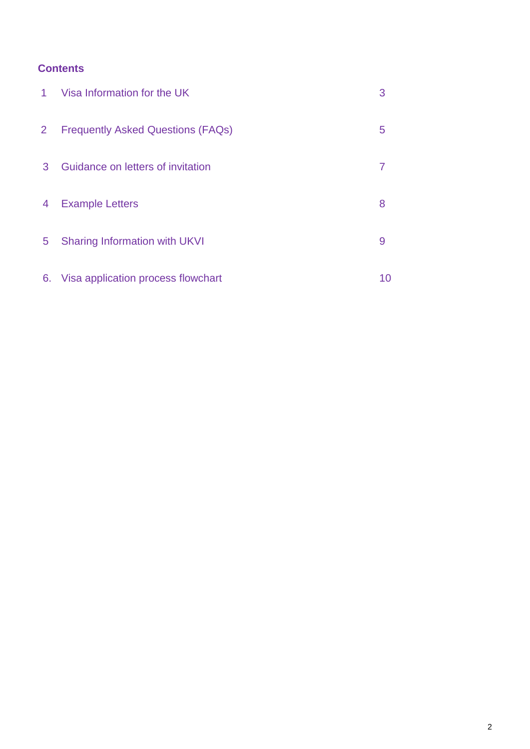## Contents

| | | |
|---|---|---|
| 1 | Visa Information for the UK | 3 |
| 2 | Frequently Asked Questions (FAQs) | 5 |
| 3 | Guidance on letters of invitation | 7 |
| 4 | Example Letters | 8 |
| 5 | Sharing Information with UKVI | 9 |
| 6. | Visa application process flowchart | 10 |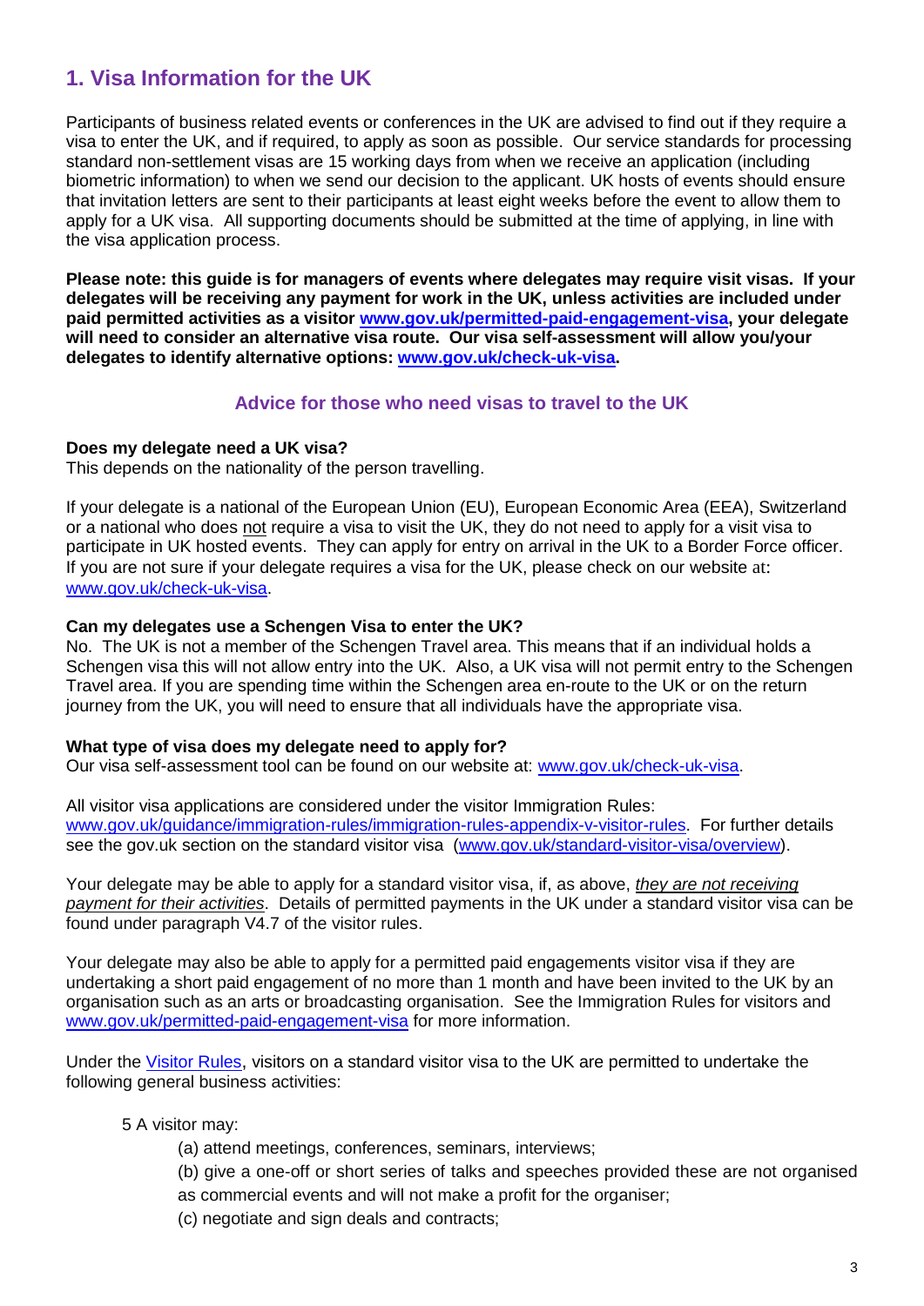# 1. Visa Information for the UK

Participants of business related events or conferences in the UK are advised to find out if they require a visa to enter the UK, and if required, to apply as soon as possible. Our service standards for processing standard non-settlement visas are 15 working days from when we receive an application (including biometric information) to when we send our decision to the applicant. UK hosts of events should ensure that invitation letters are sent to their participants at least eight weeks before the event to allow them to apply for a UK visa. All supporting documents should be submitted at the time of applying, in line with the visa application process.

**Please note: this guide is for managers of events where delegates may require visit visas. If your delegates will be receiving any payment for work in the UK, unless activities are included under paid permitted activities as a visitor [www.gov.uk/permitted-paid-engagement-visa](www.gov.uk/permitted-paid-engagement-visa), your delegate will need to consider an alternative visa route. Our visa self-assessment will allow you/your delegates to identify alternative options: [www.gov.uk/check-uk-visa](www.gov.uk/check-uk-visa).**

## Advice for those who need visas to travel to the UK

**Does my delegate need a UK visa?**
This depends on the nationality of the person travelling.

If your delegate is a national of the European Union (EU), European Economic Area (EEA), Switzerland or a national who does <u>not</u> require a visa to visit the UK, they do not need to apply for a visit visa to participate in UK hosted events. They can apply for entry on arrival in the UK to a Border Force officer. If you are not sure if your delegate requires a visa for the UK, please check on our website at: [www.gov.uk/check-uk-visa](www.gov.uk/check-uk-visa).

**Can my delegates use a Schengen Visa to enter the UK?**
No. The UK is not a member of the Schengen Travel area. This means that if an individual holds a Schengen visa this will not allow entry into the UK. Also, a UK visa will not permit entry to the Schengen Travel area. If you are spending time within the Schengen area en-route to the UK or on the return journey from the UK, you will need to ensure that all individuals have the appropriate visa.

**What type of visa does my delegate need to apply for?**
Our visa self-assessment tool can be found on our website at: [www.gov.uk/check-uk-visa](www.gov.uk/check-uk-visa).

All visitor visa applications are considered under the visitor Immigration Rules: [www.gov.uk/guidance/immigration-rules/immigration-rules-appendix-v-visitor-rules](www.gov.uk/guidance/immigration-rules/immigration-rules-appendix-v-visitor-rules). For further details see the gov.uk section on the standard visitor visa ([www.gov.uk/standard-visitor-visa/overview](www.gov.uk/standard-visitor-visa/overview)).

Your delegate may be able to apply for a standard visitor visa, if, as above, *<u>they are not receiving payment for their activities</u>*. Details of permitted payments in the UK under a standard visitor visa can be found under paragraph V4.7 of the visitor rules.

Your delegate may also be able to apply for a permitted paid engagements visitor visa if they are undertaking a short paid engagement of no more than 1 month and have been invited to the UK by an organisation such as an arts or broadcasting organisation. See the Immigration Rules for visitors and [www.gov.uk/permitted-paid-engagement-visa](www.gov.uk/permitted-paid-engagement-visa) for more information.

Under the Visitor Rules, visitors on a standard visitor visa to the UK are permitted to undertake the following general business activities:

5 A visitor may:

(a) attend meetings, conferences, seminars, interviews;

(b) give a one-off or short series of talks and speeches provided these are not organised as commercial events and will not make a profit for the organiser;

(c) negotiate and sign deals and contracts;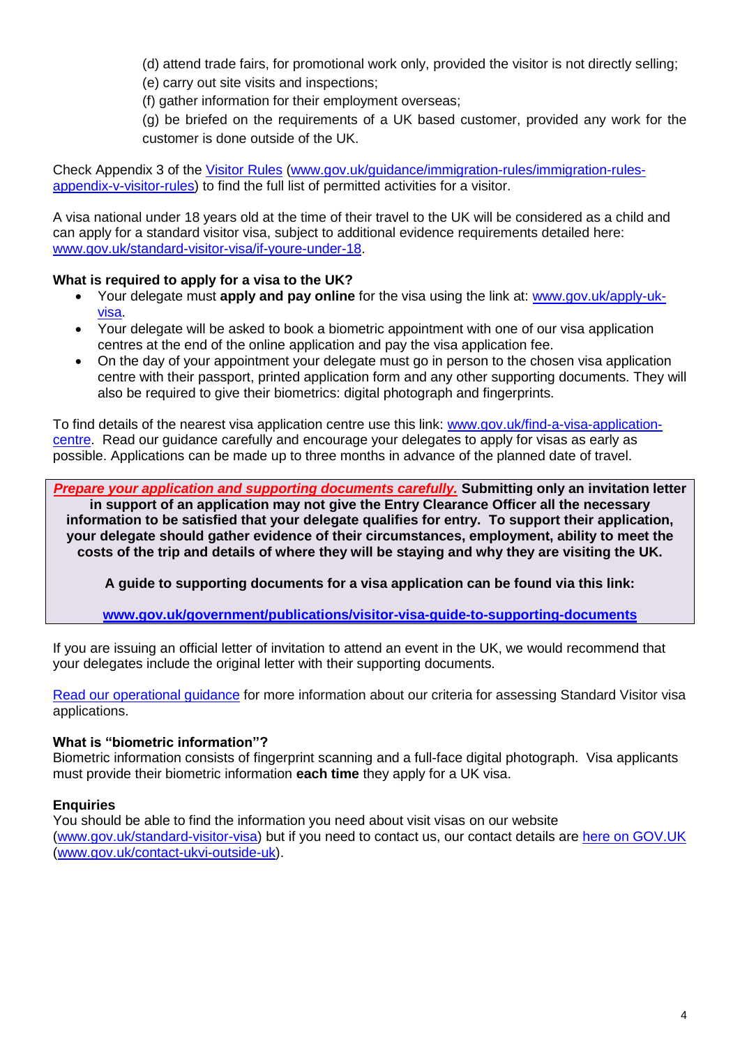(d) attend trade fairs, for promotional work only, provided the visitor is not directly selling;

(e) carry out site visits and inspections;

(f) gather information for their employment overseas;

(g) be briefed on the requirements of a UK based customer, provided any work for the customer is done outside of the UK.

Check Appendix 3 of the [Visitor Rules](www.gov.uk/guidance/immigration-rules/immigration-rules-appendix-v-visitor-rules) (www.gov.uk/guidance/immigration-rules/immigration-rules-appendix-v-visitor-rules) to find the full list of permitted activities for a visitor.

A visa national under 18 years old at the time of their travel to the UK will be considered as a child and can apply for a standard visitor visa, subject to additional evidence requirements detailed here: www.gov.uk/standard-visitor-visa/if-youre-under-18.

**What is required to apply for a visa to the UK?**

- Your delegate must **apply and pay online** for the visa using the link at: www.gov.uk/apply-uk-visa.
- Your delegate will be asked to book a biometric appointment with one of our visa application centres at the end of the online application and pay the visa application fee.
- On the day of your appointment your delegate must go in person to the chosen visa application centre with their passport, printed application form and any other supporting documents. They will also be required to give their biometrics: digital photograph and fingerprints.

To find details of the nearest visa application centre use this link: www.gov.uk/find-a-visa-application-centre. Read our guidance carefully and encourage your delegates to apply for visas as early as possible. Applications can be made up to three months in advance of the planned date of travel.

***Prepare your application and supporting documents carefully.*** **Submitting only an invitation letter in support of an application may not give the Entry Clearance Officer all the necessary information to be satisfied that your delegate qualifies for entry. To support their application, your delegate should gather evidence of their circumstances, employment, ability to meet the costs of the trip and details of where they will be staying and why they are visiting the UK.**

**A guide to supporting documents for a visa application can be found via this link:**

**www.gov.uk/government/publications/visitor-visa-guide-to-supporting-documents**

If you are issuing an official letter of invitation to attend an event in the UK, we would recommend that your delegates include the original letter with their supporting documents.

Read our operational guidance for more information about our criteria for assessing Standard Visitor visa applications.

**What is "biometric information"?**

Biometric information consists of fingerprint scanning and a full-face digital photograph. Visa applicants must provide their biometric information **each time** they apply for a UK visa.

**Enquiries**

You should be able to find the information you need about visit visas on our website (www.gov.uk/standard-visitor-visa) but if you need to contact us, our contact details are [here on GOV.UK](www.gov.uk/contact-ukvi-outside-uk) (www.gov.uk/contact-ukvi-outside-uk).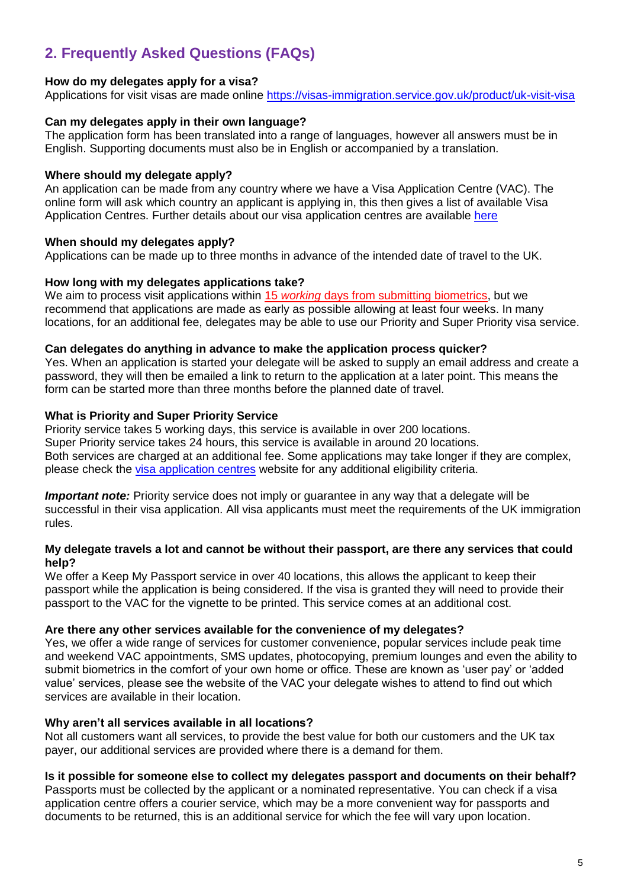## 2. Frequently Asked Questions (FAQs)

**How do my delegates apply for a visa?**
Applications for visit visas are made online https://visas-immigration.service.gov.uk/product/uk-visit-visa

**Can my delegates apply in their own language?**
The application form has been translated into a range of languages, however all answers must be in English. Supporting documents must also be in English or accompanied by a translation.

**Where should my delegate apply?**
An application can be made from any country where we have a Visa Application Centre (VAC). The online form will ask which country an applicant is applying in, this then gives a list of available Visa Application Centres. Further details about our visa application centres are available here

**When should my delegates apply?**
Applications can be made up to three months in advance of the intended date of travel to the UK.

**How long with my delegates applications take?**
We aim to process visit applications within 15 *working* days from submitting biometrics, but we recommend that applications are made as early as possible allowing at least four weeks. In many locations, for an additional fee, delegates may be able to use our Priority and Super Priority visa service.

**Can delegates do anything in advance to make the application process quicker?**
Yes. When an application is started your delegate will be asked to supply an email address and create a password, they will then be emailed a link to return to the application at a later point. This means the form can be started more than three months before the planned date of travel.

**What is Priority and Super Priority Service**
Priority service takes 5 working days, this service is available in over 200 locations.
Super Priority service takes 24 hours, this service is available in around 20 locations.
Both services are charged at an additional fee. Some applications may take longer if they are complex, please check the visa application centres website for any additional eligibility criteria.

***Important note:*** Priority service does not imply or guarantee in any way that a delegate will be successful in their visa application. All visa applicants must meet the requirements of the UK immigration rules.

**My delegate travels a lot and cannot be without their passport, are there any services that could help?**
We offer a Keep My Passport service in over 40 locations, this allows the applicant to keep their passport while the application is being considered. If the visa is granted they will need to provide their passport to the VAC for the vignette to be printed. This service comes at an additional cost.

**Are there any other services available for the convenience of my delegates?**
Yes, we offer a wide range of services for customer convenience, popular services include peak time and weekend VAC appointments, SMS updates, photocopying, premium lounges and even the ability to submit biometrics in the comfort of your own home or office. These are known as 'user pay' or 'added value' services, please see the website of the VAC your delegate wishes to attend to find out which services are available in their location.

**Why aren't all services available in all locations?**
Not all customers want all services, to provide the best value for both our customers and the UK tax payer, our additional services are provided where there is a demand for them.

**Is it possible for someone else to collect my delegates passport and documents on their behalf?**
Passports must be collected by the applicant or a nominated representative. You can check if a visa application centre offers a courier service, which may be a more convenient way for passports and documents to be returned, this is an additional service for which the fee will vary upon location.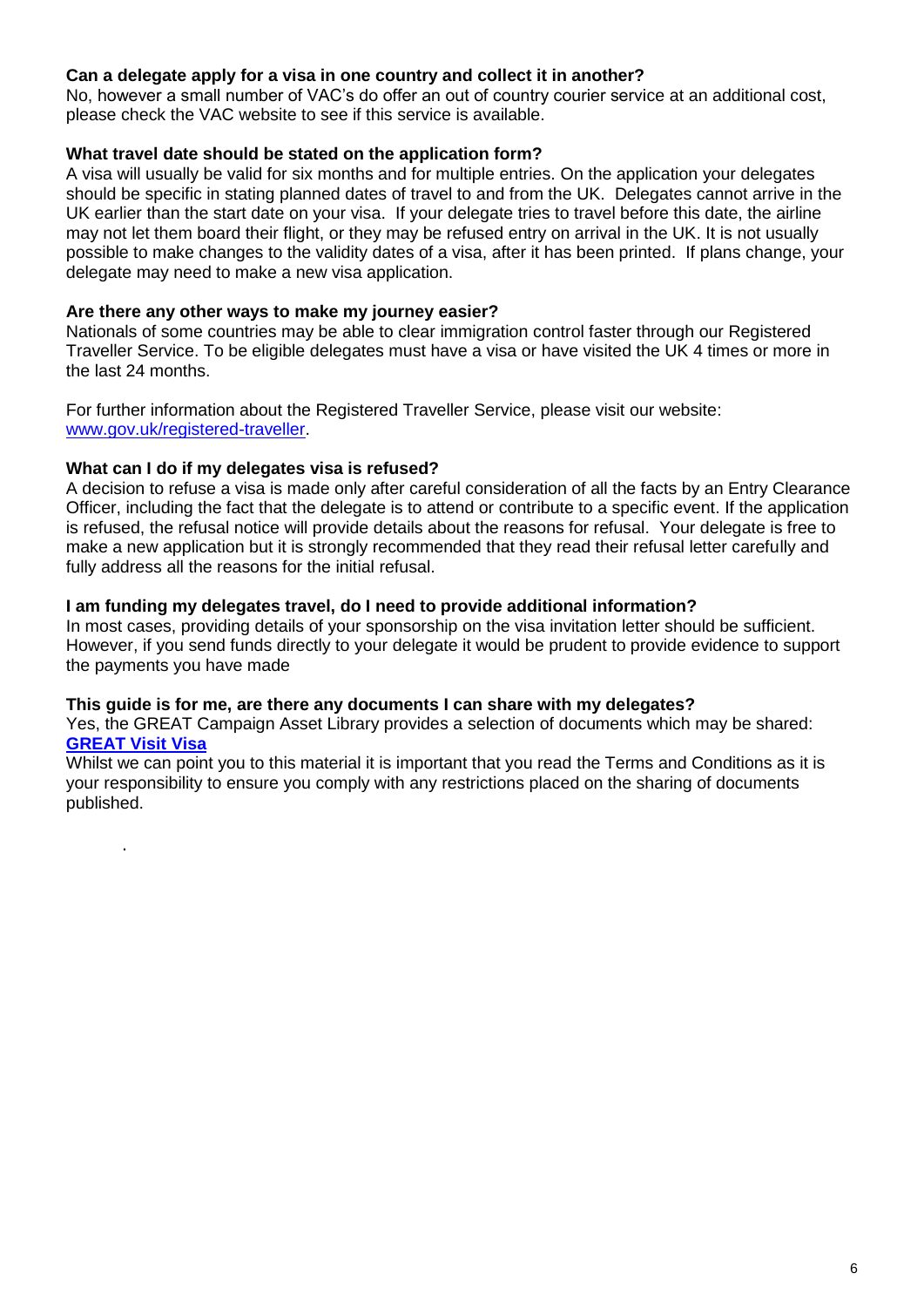**Can a delegate apply for a visa in one country and collect it in another?**
No, however a small number of VAC's do offer an out of country courier service at an additional cost, please check the VAC website to see if this service is available.

**What travel date should be stated on the application form?**
A visa will usually be valid for six months and for multiple entries. On the application your delegates should be specific in stating planned dates of travel to and from the UK. Delegates cannot arrive in the UK earlier than the start date on your visa. If your delegate tries to travel before this date, the airline may not let them board their flight, or they may be refused entry on arrival in the UK. It is not usually possible to make changes to the validity dates of a visa, after it has been printed. If plans change, your delegate may need to make a new visa application.

**Are there any other ways to make my journey easier?**
Nationals of some countries may be able to clear immigration control faster through our Registered Traveller Service. To be eligible delegates must have a visa or have visited the UK 4 times or more in the last 24 months.

For further information about the Registered Traveller Service, please visit our website: [www.gov.uk/registered-traveller](www.gov.uk/registered-traveller).

**What can I do if my delegates visa is refused?**
A decision to refuse a visa is made only after careful consideration of all the facts by an Entry Clearance Officer, including the fact that the delegate is to attend or contribute to a specific event. If the application is refused, the refusal notice will provide details about the reasons for refusal. Your delegate is free to make a new application but it is strongly recommended that they read their refusal letter carefully and fully address all the reasons for the initial refusal.

**I am funding my delegates travel, do I need to provide additional information?**
In most cases, providing details of your sponsorship on the visa invitation letter should be sufficient. However, if you send funds directly to your delegate it would be prudent to provide evidence to support the payments you have made

**This guide is for me, are there any documents I can share with my delegates?**
Yes, the GREAT Campaign Asset Library provides a selection of documents which may be shared: **GREAT Visit Visa**
Whilst we can point you to this material it is important that you read the Terms and Conditions as it is your responsibility to ensure you comply with any restrictions placed on the sharing of documents published.

.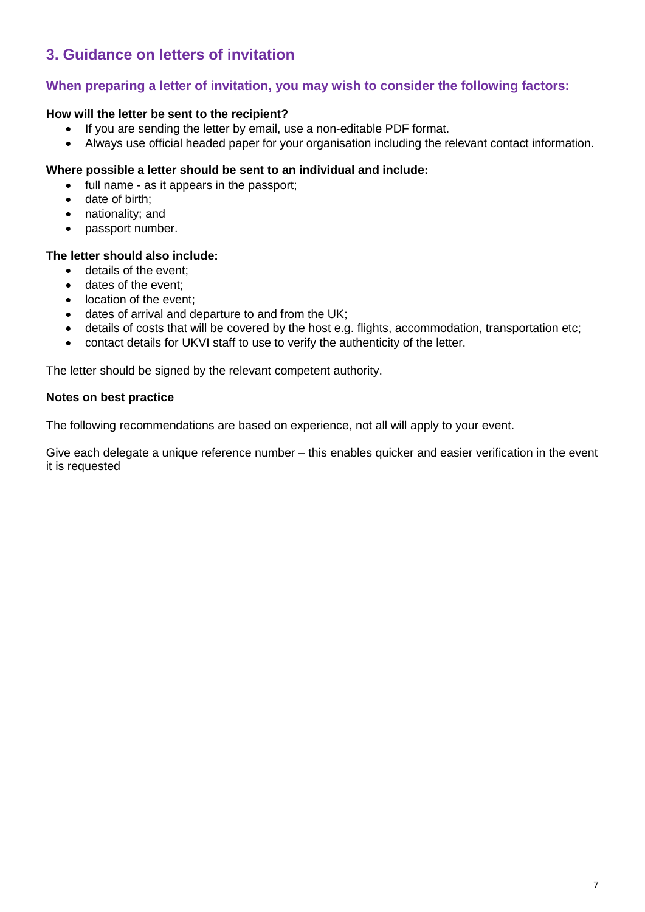## 3. Guidance on letters of invitation

### When preparing a letter of invitation, you may wish to consider the following factors:

**How will the letter be sent to the recipient?**

- If you are sending the letter by email, use a non-editable PDF format.
- Always use official headed paper for your organisation including the relevant contact information.

**Where possible a letter should be sent to an individual and include:**

- full name - as it appears in the passport;
- date of birth;
- nationality; and
- passport number.

**The letter should also include:**

- details of the event;
- dates of the event;
- location of the event;
- dates of arrival and departure to and from the UK;
- details of costs that will be covered by the host e.g. flights, accommodation, transportation etc;
- contact details for UKVI staff to use to verify the authenticity of the letter.

The letter should be signed by the relevant competent authority.

**Notes on best practice**

The following recommendations are based on experience, not all will apply to your event.

Give each delegate a unique reference number – this enables quicker and easier verification in the event it is requested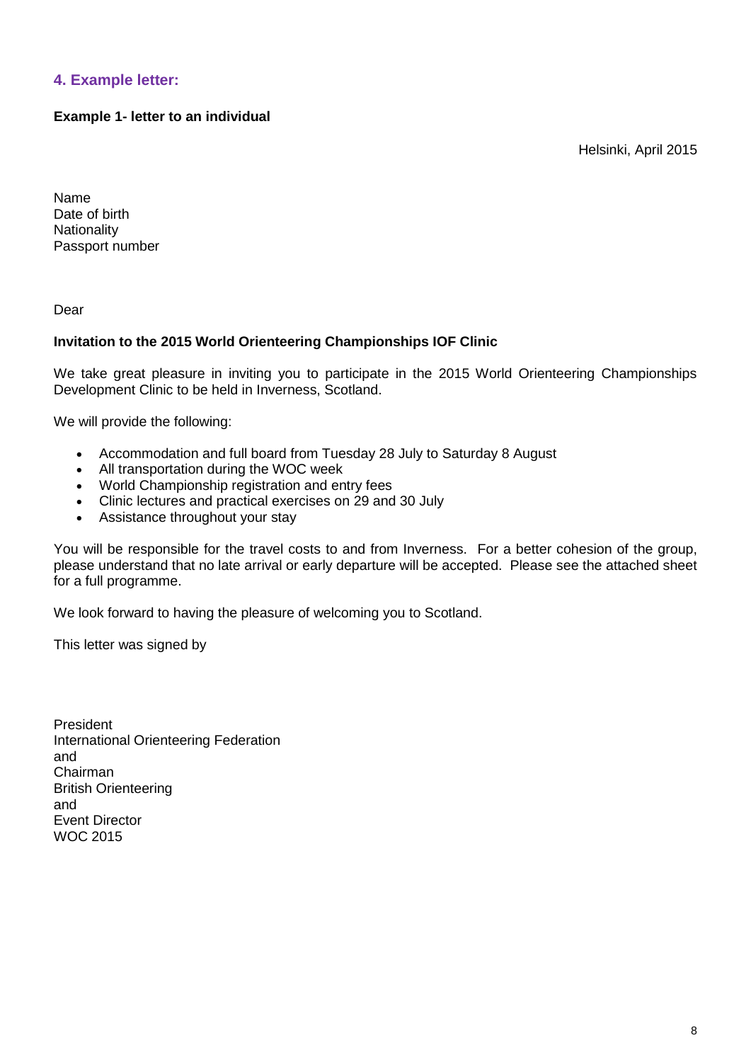## 4. Example letter:

**Example 1- letter to an individual**

Helsinki, April 2015

Name
Date of birth
Nationality
Passport number

Dear

**Invitation to the 2015 World Orienteering Championships IOF Clinic**

We take great pleasure in inviting you to participate in the 2015 World Orienteering Championships Development Clinic to be held in Inverness, Scotland.

We will provide the following:

- Accommodation and full board from Tuesday 28 July to Saturday 8 August
- All transportation during the WOC week
- World Championship registration and entry fees
- Clinic lectures and practical exercises on 29 and 30 July
- Assistance throughout your stay

You will be responsible for the travel costs to and from Inverness. For a better cohesion of the group, please understand that no late arrival or early departure will be accepted. Please see the attached sheet for a full programme.

We look forward to having the pleasure of welcoming you to Scotland.

This letter was signed by

President
International Orienteering Federation
and
Chairman
British Orienteering
and
Event Director
WOC 2015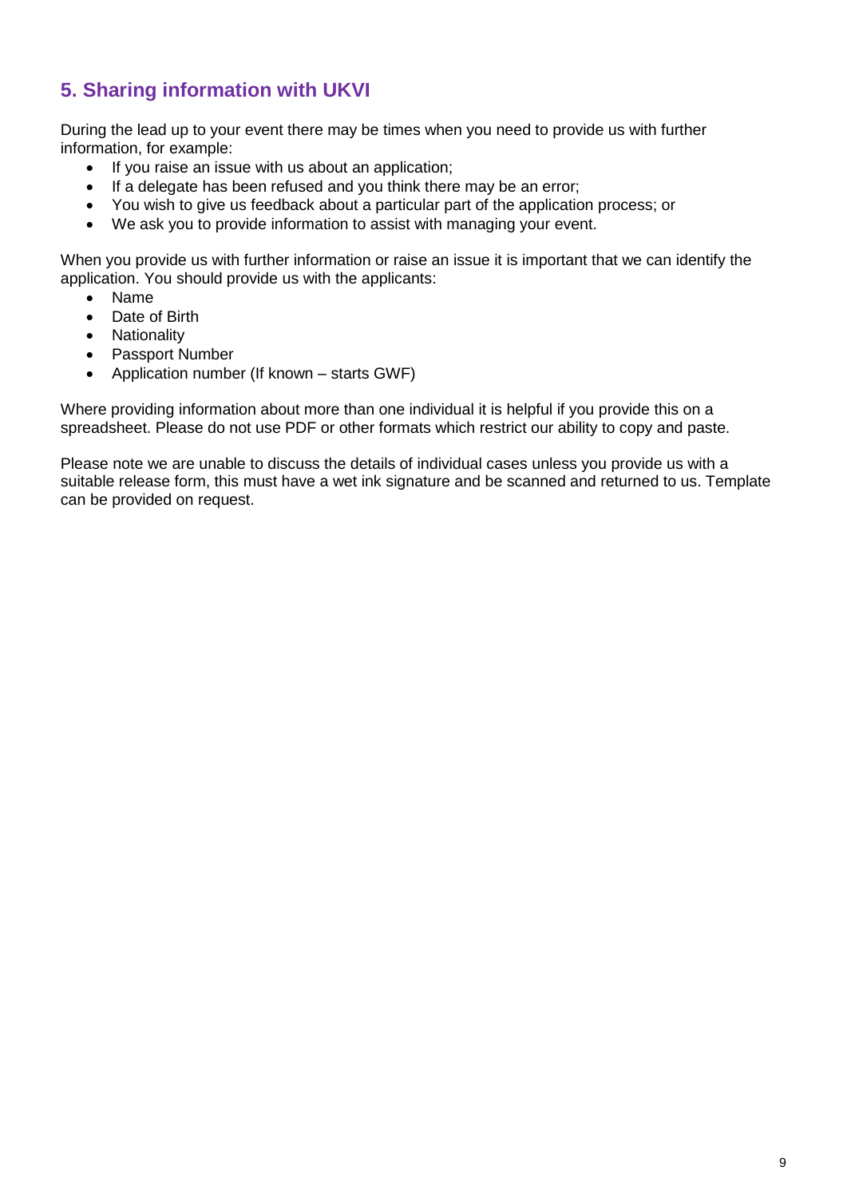## 5. Sharing information with UKVI

During the lead up to your event there may be times when you need to provide us with further information, for example:

- If you raise an issue with us about an application;
- If a delegate has been refused and you think there may be an error;
- You wish to give us feedback about a particular part of the application process; or
- We ask you to provide information to assist with managing your event.

When you provide us with further information or raise an issue it is important that we can identify the application. You should provide us with the applicants:

- Name
- Date of Birth
- Nationality
- Passport Number
- Application number (If known – starts GWF)

Where providing information about more than one individual it is helpful if you provide this on a spreadsheet. Please do not use PDF or other formats which restrict our ability to copy and paste.

Please note we are unable to discuss the details of individual cases unless you provide us with a suitable release form, this must have a wet ink signature and be scanned and returned to us. Template can be provided on request.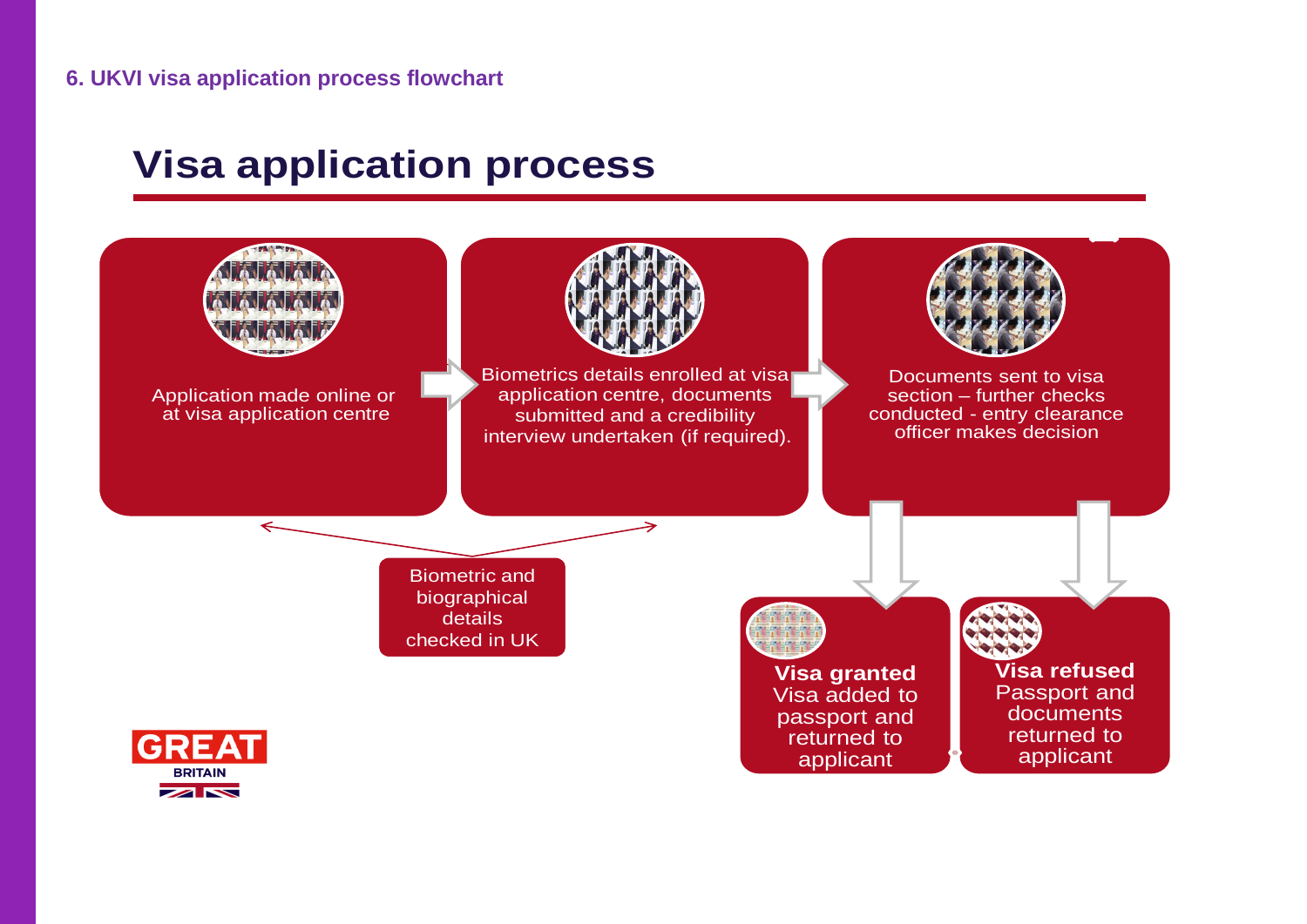### 6. UKVI visa application process flowchart

# Visa application process

Application made online or at visa application centre

Biometrics details enrolled at visa application centre, documents submitted and a credibility interview undertaken (if required).

Documents sent to visa section – further checks conducted - entry clearance officer makes decision

Biometric and biographical details checked in UK

**Visa granted**
Visa added to passport and returned to applicant

**Visa refused**
Passport and documents returned to applicant

GREAT
BRITAIN